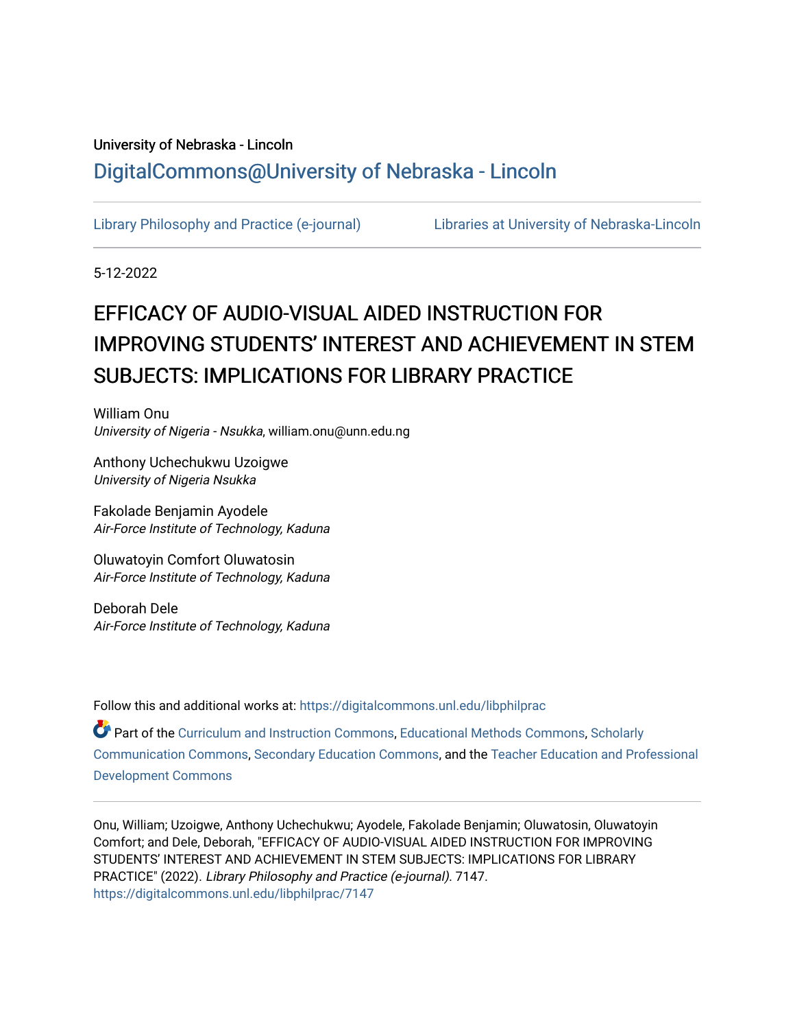University of Nebraska - Lincoln

DigitalCommons@University of Nebraska - Lincoln

Library Philosophy and Practice (e-journal)    Libraries at University of Nebraska-Lincoln

5-12-2022

# EFFICACY OF AUDIO-VISUAL AIDED INSTRUCTION FOR IMPROVING STUDENTS' INTEREST AND ACHIEVEMENT IN STEM SUBJECTS: IMPLICATIONS FOR LIBRARY PRACTICE

William Onu
*University of Nigeria - Nsukka*, william.onu@unn.edu.ng

Anthony Uchechukwu Uzoigwe
*University of Nigeria Nsukka*

Fakolade Benjamin Ayodele
*Air-Force Institute of Technology, Kaduna*

Oluwatoyin Comfort Oluwatosin
*Air-Force Institute of Technology, Kaduna*

Deborah Dele
*Air-Force Institute of Technology, Kaduna*

Follow this and additional works at: https://digitalcommons.unl.edu/libphilprac

Part of the Curriculum and Instruction Commons, Educational Methods Commons, Scholarly Communication Commons, Secondary Education Commons, and the Teacher Education and Professional Development Commons

Onu, William; Uzoigwe, Anthony Uchechukwu; Ayodele, Fakolade Benjamin; Oluwatosin, Oluwatoyin Comfort; and Dele, Deborah, "EFFICACY OF AUDIO-VISUAL AIDED INSTRUCTION FOR IMPROVING STUDENTS' INTEREST AND ACHIEVEMENT IN STEM SUBJECTS: IMPLICATIONS FOR LIBRARY PRACTICE" (2022). *Library Philosophy and Practice (e-journal)*. 7147.
https://digitalcommons.unl.edu/libphilprac/7147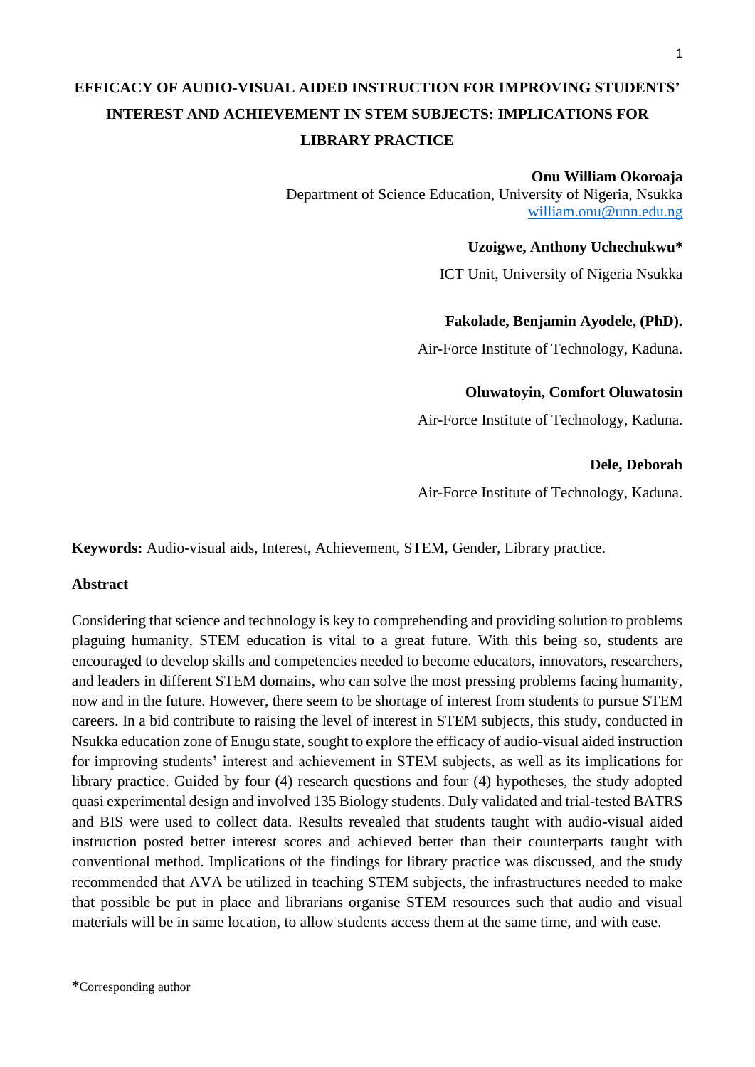# EFFICACY OF AUDIO-VISUAL AIDED INSTRUCTION FOR IMPROVING STUDENTS' INTEREST AND ACHIEVEMENT IN STEM SUBJECTS: IMPLICATIONS FOR LIBRARY PRACTICE

**Onu William Okoroaja**
Department of Science Education, University of Nigeria, Nsukka
william.onu@unn.edu.ng

**Uzoigwe, Anthony Uchechukwu***
ICT Unit, University of Nigeria Nsukka

**Fakolade, Benjamin Ayodele, (PhD).**
Air-Force Institute of Technology, Kaduna.

**Oluwatoyin, Comfort Oluwatosin**
Air-Force Institute of Technology, Kaduna.

**Dele, Deborah**
Air-Force Institute of Technology, Kaduna.

**Keywords:** Audio-visual aids, Interest, Achievement, STEM, Gender, Library practice.

## Abstract

Considering that science and technology is key to comprehending and providing solution to problems plaguing humanity, STEM education is vital to a great future. With this being so, students are encouraged to develop skills and competencies needed to become educators, innovators, researchers, and leaders in different STEM domains, who can solve the most pressing problems facing humanity, now and in the future. However, there seem to be shortage of interest from students to pursue STEM careers. In a bid contribute to raising the level of interest in STEM subjects, this study, conducted in Nsukka education zone of Enugu state, sought to explore the efficacy of audio-visual aided instruction for improving students' interest and achievement in STEM subjects, as well as its implications for library practice. Guided by four (4) research questions and four (4) hypotheses, the study adopted quasi experimental design and involved 135 Biology students. Duly validated and trial-tested BATRS and BIS were used to collect data. Results revealed that students taught with audio-visual aided instruction posted better interest scores and achieved better than their counterparts taught with conventional method. Implications of the findings for library practice was discussed, and the study recommended that AVA be utilized in teaching STEM subjects, the infrastructures needed to make that possible be put in place and librarians organise STEM resources such that audio and visual materials will be in same location, to allow students access them at the same time, and with ease.

**\***Corresponding author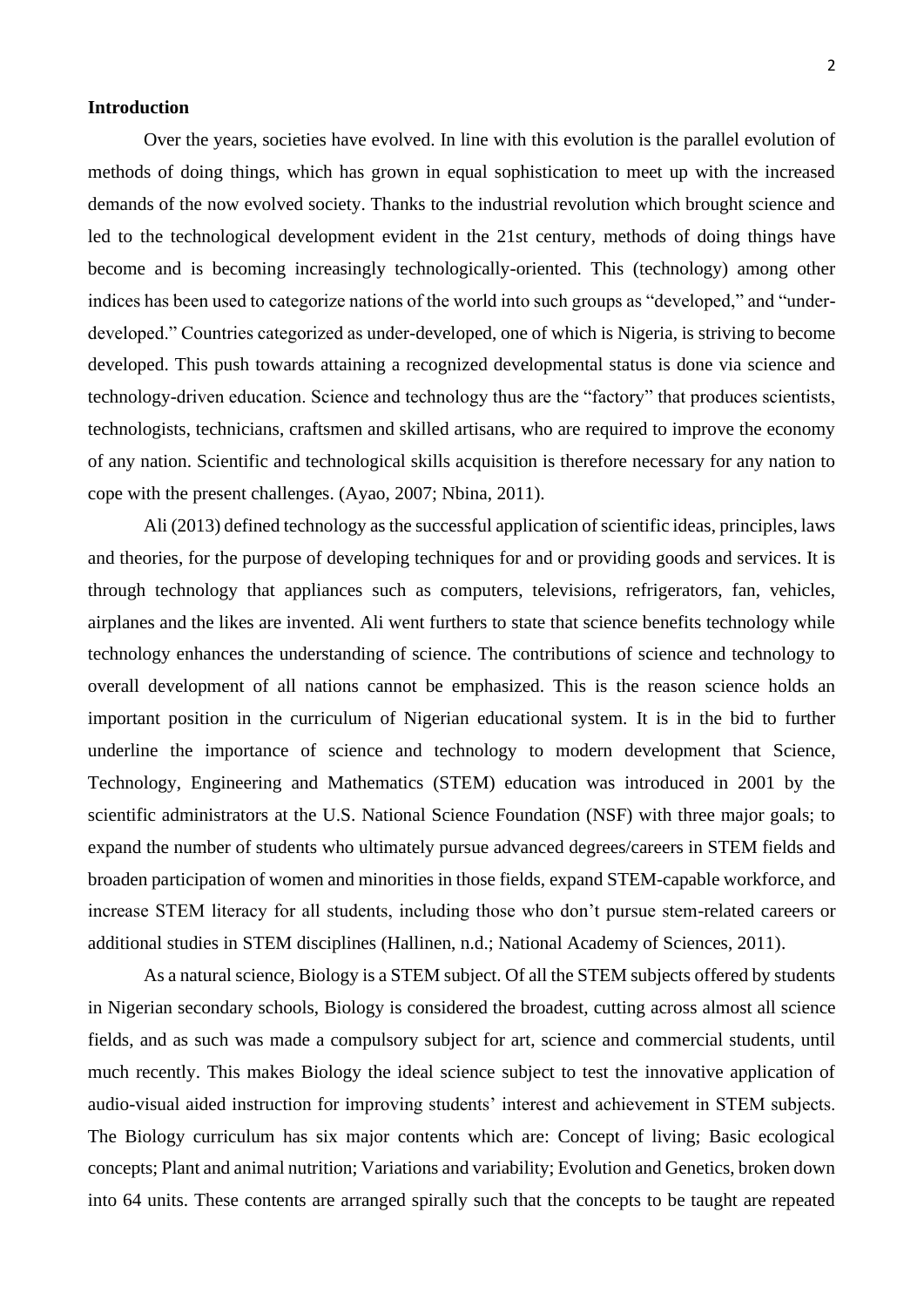**Introduction**

Over the years, societies have evolved. In line with this evolution is the parallel evolution of methods of doing things, which has grown in equal sophistication to meet up with the increased demands of the now evolved society. Thanks to the industrial revolution which brought science and led to the technological development evident in the 21st century, methods of doing things have become and is becoming increasingly technologically-oriented. This (technology) among other indices has been used to categorize nations of the world into such groups as "developed," and "under-developed." Countries categorized as under-developed, one of which is Nigeria, is striving to become developed. This push towards attaining a recognized developmental status is done via science and technology-driven education. Science and technology thus are the "factory" that produces scientists, technologists, technicians, craftsmen and skilled artisans, who are required to improve the economy of any nation. Scientific and technological skills acquisition is therefore necessary for any nation to cope with the present challenges. (Ayao, 2007; Nbina, 2011).

Ali (2013) defined technology as the successful application of scientific ideas, principles, laws and theories, for the purpose of developing techniques for and or providing goods and services. It is through technology that appliances such as computers, televisions, refrigerators, fan, vehicles, airplanes and the likes are invented. Ali went furthers to state that science benefits technology while technology enhances the understanding of science. The contributions of science and technology to overall development of all nations cannot be emphasized. This is the reason science holds an important position in the curriculum of Nigerian educational system. It is in the bid to further underline the importance of science and technology to modern development that Science, Technology, Engineering and Mathematics (STEM) education was introduced in 2001 by the scientific administrators at the U.S. National Science Foundation (NSF) with three major goals; to expand the number of students who ultimately pursue advanced degrees/careers in STEM fields and broaden participation of women and minorities in those fields, expand STEM-capable workforce, and increase STEM literacy for all students, including those who don't pursue stem-related careers or additional studies in STEM disciplines (Hallinen, n.d.; National Academy of Sciences, 2011).

As a natural science, Biology is a STEM subject. Of all the STEM subjects offered by students in Nigerian secondary schools, Biology is considered the broadest, cutting across almost all science fields, and as such was made a compulsory subject for art, science and commercial students, until much recently. This makes Biology the ideal science subject to test the innovative application of audio-visual aided instruction for improving students' interest and achievement in STEM subjects. The Biology curriculum has six major contents which are: Concept of living; Basic ecological concepts; Plant and animal nutrition; Variations and variability; Evolution and Genetics, broken down into 64 units. These contents are arranged spirally such that the concepts to be taught are repeated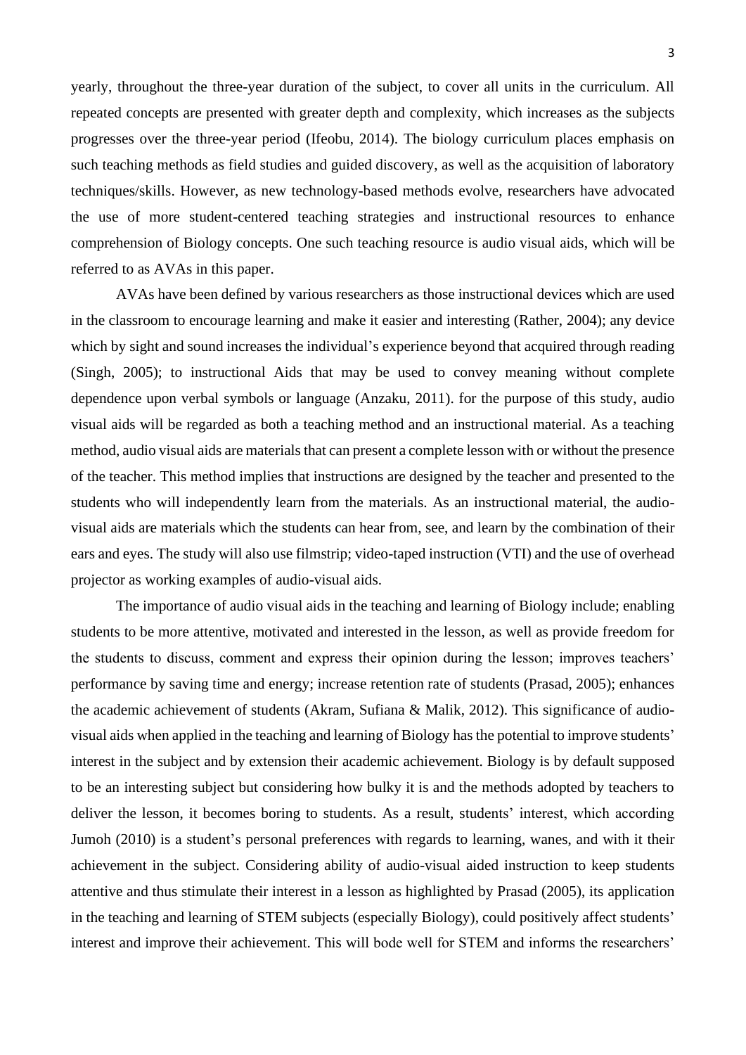yearly, throughout the three-year duration of the subject, to cover all units in the curriculum. All repeated concepts are presented with greater depth and complexity, which increases as the subjects progresses over the three-year period (Ifeobu, 2014). The biology curriculum places emphasis on such teaching methods as field studies and guided discovery, as well as the acquisition of laboratory techniques/skills. However, as new technology-based methods evolve, researchers have advocated the use of more student-centered teaching strategies and instructional resources to enhance comprehension of Biology concepts. One such teaching resource is audio visual aids, which will be referred to as AVAs in this paper.

AVAs have been defined by various researchers as those instructional devices which are used in the classroom to encourage learning and make it easier and interesting (Rather, 2004); any device which by sight and sound increases the individual's experience beyond that acquired through reading (Singh, 2005); to instructional Aids that may be used to convey meaning without complete dependence upon verbal symbols or language (Anzaku, 2011). for the purpose of this study, audio visual aids will be regarded as both a teaching method and an instructional material. As a teaching method, audio visual aids are materials that can present a complete lesson with or without the presence of the teacher. This method implies that instructions are designed by the teacher and presented to the students who will independently learn from the materials. As an instructional material, the audio-visual aids are materials which the students can hear from, see, and learn by the combination of their ears and eyes. The study will also use filmstrip; video-taped instruction (VTI) and the use of overhead projector as working examples of audio-visual aids.

The importance of audio visual aids in the teaching and learning of Biology include; enabling students to be more attentive, motivated and interested in the lesson, as well as provide freedom for the students to discuss, comment and express their opinion during the lesson; improves teachers' performance by saving time and energy; increase retention rate of students (Prasad, 2005); enhances the academic achievement of students (Akram, Sufiana & Malik, 2012). This significance of audio-visual aids when applied in the teaching and learning of Biology has the potential to improve students' interest in the subject and by extension their academic achievement. Biology is by default supposed to be an interesting subject but considering how bulky it is and the methods adopted by teachers to deliver the lesson, it becomes boring to students. As a result, students' interest, which according Jumoh (2010) is a student's personal preferences with regards to learning, wanes, and with it their achievement in the subject. Considering ability of audio-visual aided instruction to keep students attentive and thus stimulate their interest in a lesson as highlighted by Prasad (2005), its application in the teaching and learning of STEM subjects (especially Biology), could positively affect students' interest and improve their achievement. This will bode well for STEM and informs the researchers'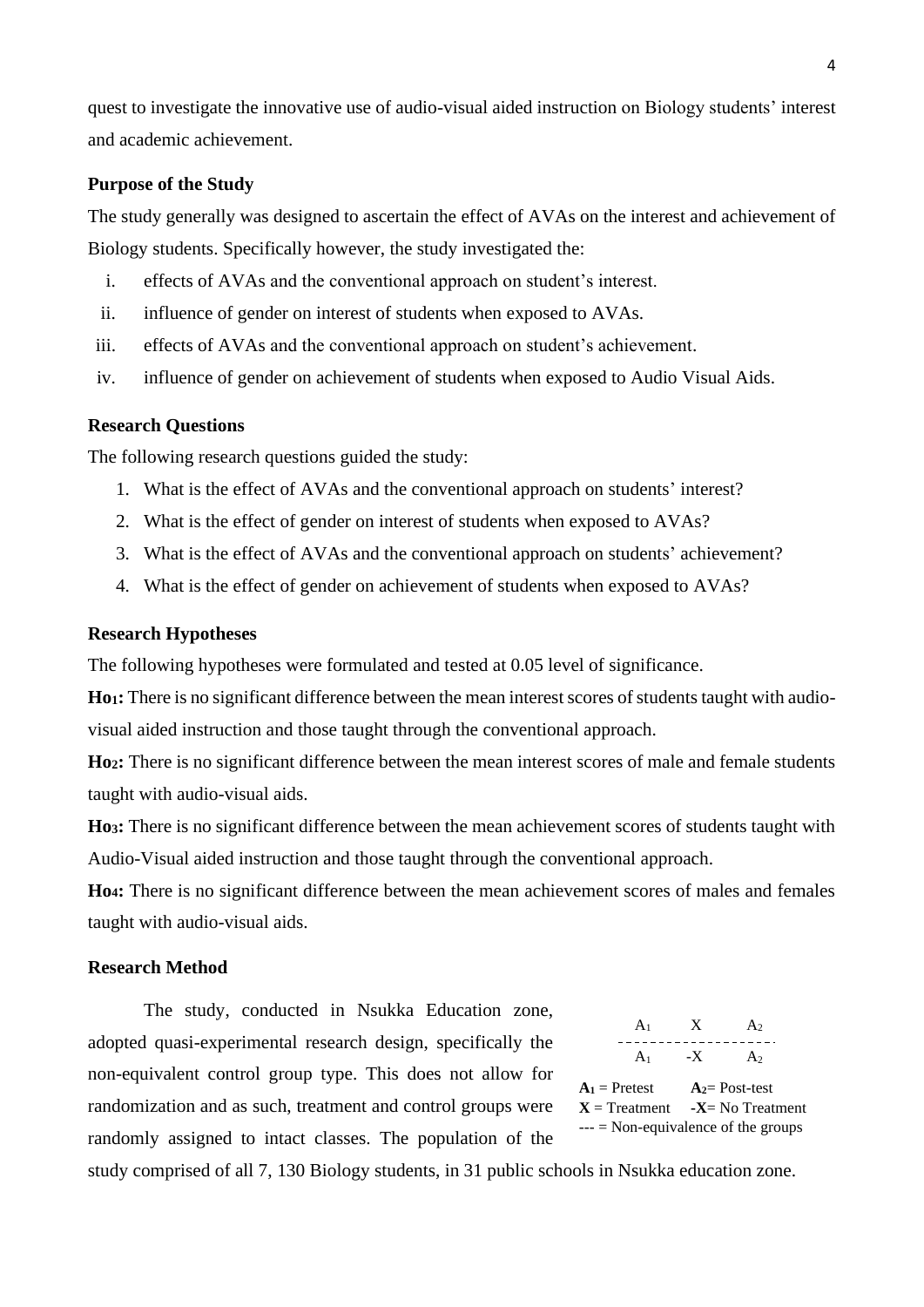quest to investigate the innovative use of audio-visual aided instruction on Biology students' interest and academic achievement.

**Purpose of the Study**

The study generally was designed to ascertain the effect of AVAs on the interest and achievement of Biology students. Specifically however, the study investigated the:

i. effects of AVAs and the conventional approach on student's interest.
ii. influence of gender on interest of students when exposed to AVAs.
iii. effects of AVAs and the conventional approach on student's achievement.
iv. influence of gender on achievement of students when exposed to Audio Visual Aids.

**Research Questions**

The following research questions guided the study:

1. What is the effect of AVAs and the conventional approach on students' interest?
2. What is the effect of gender on interest of students when exposed to AVAs?
3. What is the effect of AVAs and the conventional approach on students' achievement?
4. What is the effect of gender on achievement of students when exposed to AVAs?

**Research Hypotheses**

The following hypotheses were formulated and tested at 0.05 level of significance.

**$Ho_1$:** There is no significant difference between the mean interest scores of students taught with audio-visual aided instruction and those taught through the conventional approach.

**$Ho_2$:** There is no significant difference between the mean interest scores of male and female students taught with audio-visual aids.

**$Ho_3$:** There is no significant difference between the mean achievement scores of students taught with Audio-Visual aided instruction and those taught through the conventional approach.

**$Ho_4$:** There is no significant difference between the mean achievement scores of males and females taught with audio-visual aids.

**Research Method**

The study, conducted in Nsukka Education zone, adopted quasi-experimental research design, specifically the non-equivalent control group type. This does not allow for randomization and as such, treatment and control groups were randomly assigned to intact classes. The population of the study comprised of all 7, 130 Biology students, in 31 public schools in Nsukka education zone.

$$
\begin{array}{ccc}
A_1 & X & A_2 \\
\hline
A_1 & -X & A_2
\end{array}
$$

**$A_1$** = Pretest **$A_2$**= Post-test
**X** = Treatment **-X**= No Treatment
--- = Non-equivalence of the groups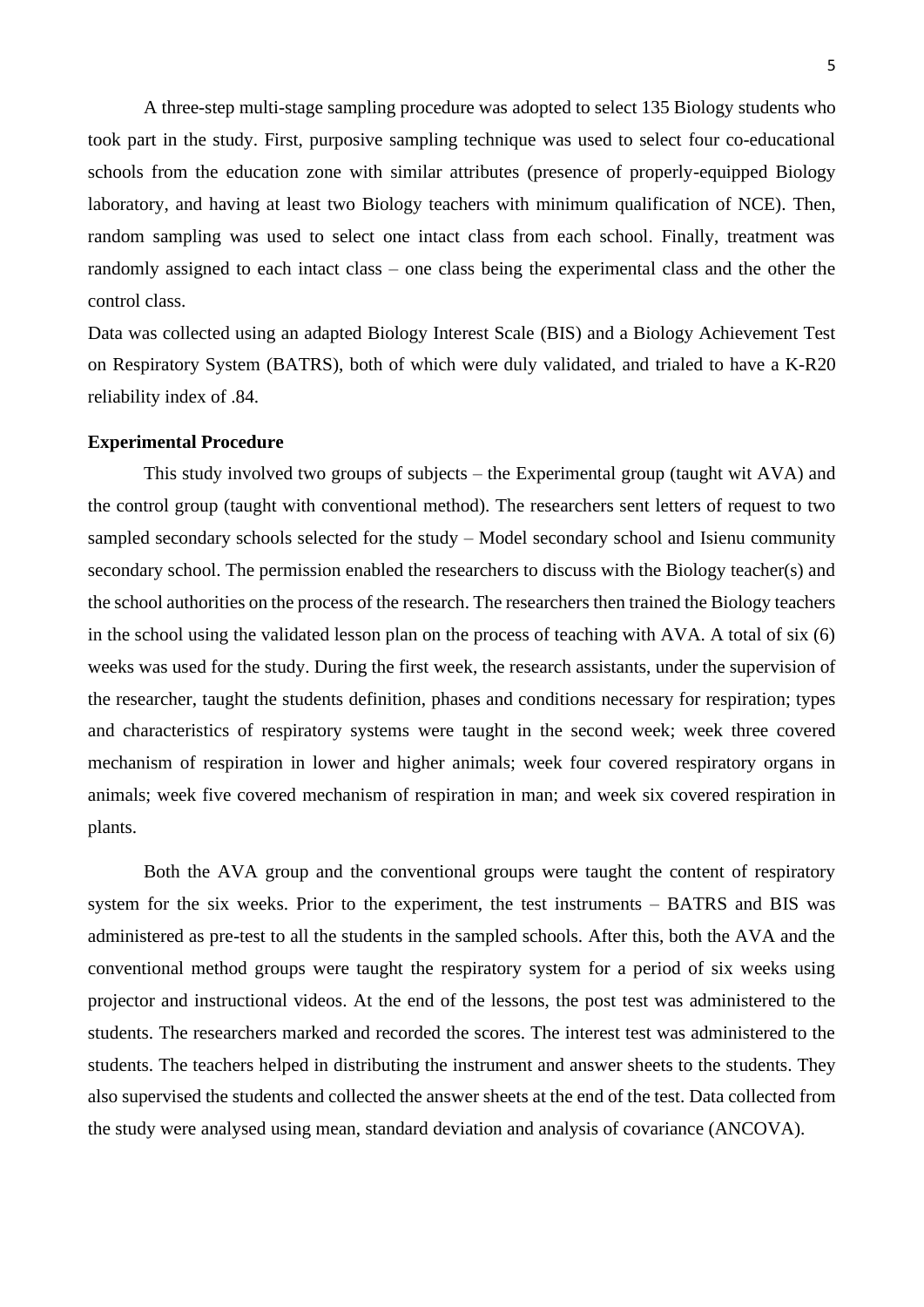A three-step multi-stage sampling procedure was adopted to select 135 Biology students who took part in the study. First, purposive sampling technique was used to select four co-educational schools from the education zone with similar attributes (presence of properly-equipped Biology laboratory, and having at least two Biology teachers with minimum qualification of NCE). Then, random sampling was used to select one intact class from each school. Finally, treatment was randomly assigned to each intact class – one class being the experimental class and the other the control class.

Data was collected using an adapted Biology Interest Scale (BIS) and a Biology Achievement Test on Respiratory System (BATRS), both of which were duly validated, and trialed to have a K-R20 reliability index of .84.

**Experimental Procedure**

This study involved two groups of subjects – the Experimental group (taught wit AVA) and the control group (taught with conventional method). The researchers sent letters of request to two sampled secondary schools selected for the study – Model secondary school and Isienu community secondary school. The permission enabled the researchers to discuss with the Biology teacher(s) and the school authorities on the process of the research. The researchers then trained the Biology teachers in the school using the validated lesson plan on the process of teaching with AVA. A total of six (6) weeks was used for the study. During the first week, the research assistants, under the supervision of the researcher, taught the students definition, phases and conditions necessary for respiration; types and characteristics of respiratory systems were taught in the second week; week three covered mechanism of respiration in lower and higher animals; week four covered respiratory organs in animals; week five covered mechanism of respiration in man; and week six covered respiration in plants.

Both the AVA group and the conventional groups were taught the content of respiratory system for the six weeks. Prior to the experiment, the test instruments – BATRS and BIS was administered as pre-test to all the students in the sampled schools. After this, both the AVA and the conventional method groups were taught the respiratory system for a period of six weeks using projector and instructional videos. At the end of the lessons, the post test was administered to the students. The researchers marked and recorded the scores. The interest test was administered to the students. The teachers helped in distributing the instrument and answer sheets to the students. They also supervised the students and collected the answer sheets at the end of the test. Data collected from the study were analysed using mean, standard deviation and analysis of covariance (ANCOVA).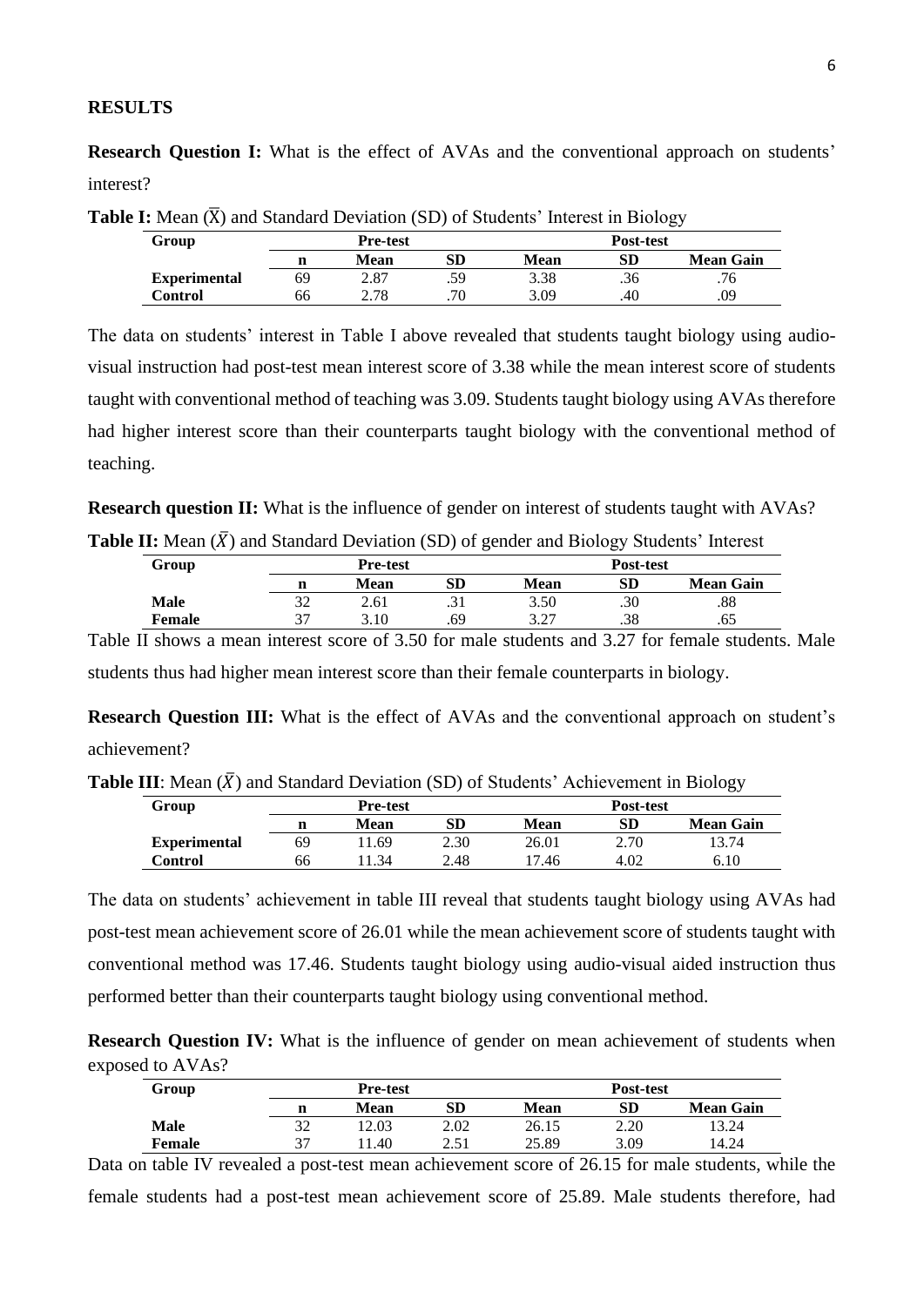## RESULTS

**Research Question I:** What is the effect of AVAs and the conventional approach on students' interest?

**Table I:** Mean ($\bar{X}$) and Standard Deviation (SD) of Students' Interest in Biology

| Group | Pre-test | | | Post-test | | |
|---|---|---|---|---|---|---|
| | n | Mean | SD | Mean | SD | Mean Gain |
| **Experimental** | 69 | 2.87 | .59 | 3.38 | .36 | .76 |
| **Control** | 66 | 2.78 | .70 | 3.09 | .40 | .09 |

The data on students' interest in Table I above revealed that students taught biology using audio-visual instruction had post-test mean interest score of 3.38 while the mean interest score of students taught with conventional method of teaching was 3.09. Students taught biology using AVAs therefore had higher interest score than their counterparts taught biology with the conventional method of teaching.

**Research question II:** What is the influence of gender on interest of students taught with AVAs?

**Table II:** Mean ($\bar{X}$) and Standard Deviation (SD) of gender and Biology Students' Interest

| Group | Pre-test | | | Post-test | | |
|---|---|---|---|---|---|---|
| | n | Mean | SD | Mean | SD | Mean Gain |
| **Male** | 32 | 2.61 | .31 | 3.50 | .30 | .88 |
| **Female** | 37 | 3.10 | .69 | 3.27 | .38 | .65 |

Table II shows a mean interest score of 3.50 for male students and 3.27 for female students. Male students thus had higher mean interest score than their female counterparts in biology.

**Research Question III:** What is the effect of AVAs and the conventional approach on student's achievement?

**Table III**: Mean ($\bar{X}$) and Standard Deviation (SD) of Students' Achievement in Biology

| Group | Pre-test | | | Post-test | | |
|---|---|---|---|---|---|---|
| | n | Mean | SD | Mean | SD | Mean Gain |
| **Experimental** | 69 | 11.69 | 2.30 | 26.01 | 2.70 | 13.74 |
| **Control** | 66 | 11.34 | 2.48 | 17.46 | 4.02 | 6.10 |

The data on students' achievement in table III reveal that students taught biology using AVAs had post-test mean achievement score of 26.01 while the mean achievement score of students taught with conventional method was 17.46. Students taught biology using audio-visual aided instruction thus performed better than their counterparts taught biology using conventional method.

**Research Question IV:** What is the influence of gender on mean achievement of students when exposed to AVAs?

| Group | Pre-test | | | Post-test | | |
|---|---|---|---|---|---|---|
| | n | Mean | SD | Mean | SD | Mean Gain |
| **Male** | 32 | 12.03 | 2.02 | 26.15 | 2.20 | 13.24 |
| **Female** | 37 | 11.40 | 2.51 | 25.89 | 3.09 | 14.24 |

Data on table IV revealed a post-test mean achievement score of 26.15 for male students, while the female students had a post-test mean achievement score of 25.89. Male students therefore, had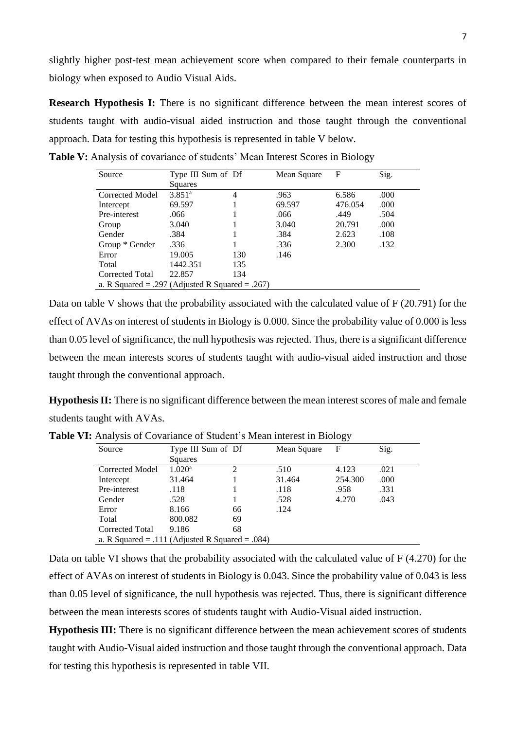slightly higher post-test mean achievement score when compared to their female counterparts in biology when exposed to Audio Visual Aids.

**Research Hypothesis I:** There is no significant difference between the mean interest scores of students taught with audio-visual aided instruction and those taught through the conventional approach. Data for testing this hypothesis is represented in table V below.

**Table V:** Analysis of covariance of students' Mean Interest Scores in Biology

| Source | Type III Sum of Squares | Df | Mean Square | F | Sig. |
|---|---|---|---|---|---|
| Corrected Model | 3.851[a] | 4 | .963 | 6.586 | .000 |
| Intercept | 69.597 | 1 | 69.597 | 476.054 | .000 |
| Pre-interest | .066 | 1 | .066 | .449 | .504 |
| Group | 3.040 | 1 | 3.040 | 20.791 | .000 |
| Gender | .384 | 1 | .384 | 2.623 | .108 |
| Group * Gender | .336 | 1 | .336 | 2.300 | .132 |
| Error | 19.005 | 130 | .146 | | |
| Total | 1442.351 | 135 | | | |
| Corrected Total | 22.857 | 134 | | | |
| a. R Squared = .297 (Adjusted R Squared = .267) | | | | | |

Data on table V shows that the probability associated with the calculated value of F (20.791) for the effect of AVAs on interest of students in Biology is 0.000. Since the probability value of 0.000 is less than 0.05 level of significance, the null hypothesis was rejected. Thus, there is a significant difference between the mean interests scores of students taught with audio-visual aided instruction and those taught through the conventional approach.

**Hypothesis II:** There is no significant difference between the mean interest scores of male and female students taught with AVAs.

**Table VI:** Analysis of Covariance of Student's Mean interest in Biology

| Source | Type III Sum of Squares | Df | Mean Square | F | Sig. |
|---|---|---|---|---|---|
| Corrected Model | 1.020[a] | 2 | .510 | 4.123 | .021 |
| Intercept | 31.464 | 1 | 31.464 | 254.300 | .000 |
| Pre-interest | .118 | 1 | .118 | .958 | .331 |
| Gender | .528 | 1 | .528 | 4.270 | .043 |
| Error | 8.166 | 66 | .124 | | |
| Total | 800.082 | 69 | | | |
| Corrected Total | 9.186 | 68 | | | |
| a. R Squared = .111 (Adjusted R Squared = .084) | | | | | |

Data on table VI shows that the probability associated with the calculated value of F (4.270) for the effect of AVAs on interest of students in Biology is 0.043. Since the probability value of 0.043 is less than 0.05 level of significance, the null hypothesis was rejected. Thus, there is significant difference between the mean interests scores of students taught with Audio-Visual aided instruction.

**Hypothesis III:** There is no significant difference between the mean achievement scores of students taught with Audio-Visual aided instruction and those taught through the conventional approach. Data for testing this hypothesis is represented in table VII.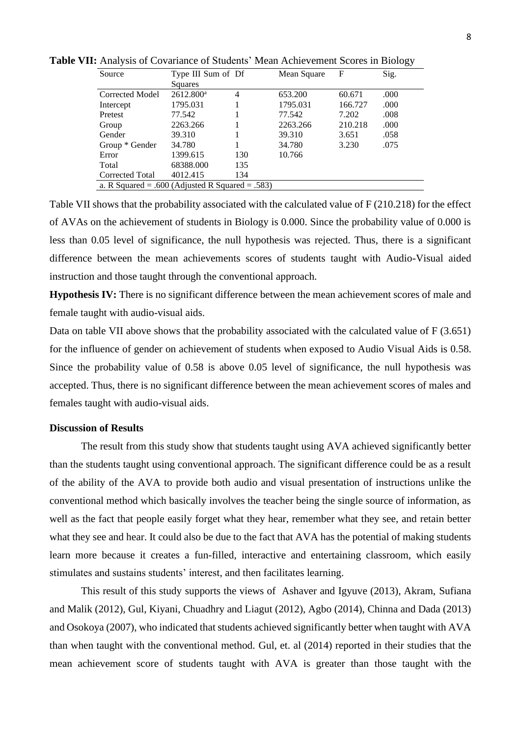**Table VII:** Analysis of Covariance of Students' Mean Achievement Scores in Biology

| Source | Type III Sum of Squares | Df | Mean Square | F | Sig. |
|---|---|---|---|---|---|
| Corrected Model | 2612.800[a] | 4 | 653.200 | 60.671 | .000 |
| Intercept | 1795.031 | 1 | 1795.031 | 166.727 | .000 |
| Pretest | 77.542 | 1 | 77.542 | 7.202 | .008 |
| Group | 2263.266 | 1 | 2263.266 | 210.218 | .000 |
| Gender | 39.310 | 1 | 39.310 | 3.651 | .058 |
| Group * Gender | 34.780 | 1 | 34.780 | 3.230 | .075 |
| Error | 1399.615 | 130 | 10.766 | | |
| Total | 68388.000 | 135 | | | |
| Corrected Total | 4012.415 | 134 | | | |

a. R Squared = .600 (Adjusted R Squared = .583)

Table VII shows that the probability associated with the calculated value of F (210.218) for the effect of AVAs on the achievement of students in Biology is 0.000. Since the probability value of 0.000 is less than 0.05 level of significance, the null hypothesis was rejected. Thus, there is a significant difference between the mean achievements scores of students taught with Audio-Visual aided instruction and those taught through the conventional approach.

**Hypothesis IV:** There is no significant difference between the mean achievement scores of male and female taught with audio-visual aids.

Data on table VII above shows that the probability associated with the calculated value of F (3.651) for the influence of gender on achievement of students when exposed to Audio Visual Aids is 0.58. Since the probability value of 0.58 is above 0.05 level of significance, the null hypothesis was accepted. Thus, there is no significant difference between the mean achievement scores of males and females taught with audio-visual aids.

### Discussion of Results

The result from this study show that students taught using AVA achieved significantly better than the students taught using conventional approach. The significant difference could be as a result of the ability of the AVA to provide both audio and visual presentation of instructions unlike the conventional method which basically involves the teacher being the single source of information, as well as the fact that people easily forget what they hear, remember what they see, and retain better what they see and hear. It could also be due to the fact that AVA has the potential of making students learn more because it creates a fun-filled, interactive and entertaining classroom, which easily stimulates and sustains students' interest, and then facilitates learning.

This result of this study supports the views of Ashaver and Igyuve (2013), Akram, Sufiana and Malik (2012), Gul, Kiyani, Chuadhry and Liagut (2012), Agbo (2014), Chinna and Dada (2013) and Osokoya (2007), who indicated that students achieved significantly better when taught with AVA than when taught with the conventional method. Gul, et. al (2014) reported in their studies that the mean achievement score of students taught with AVA is greater than those taught with the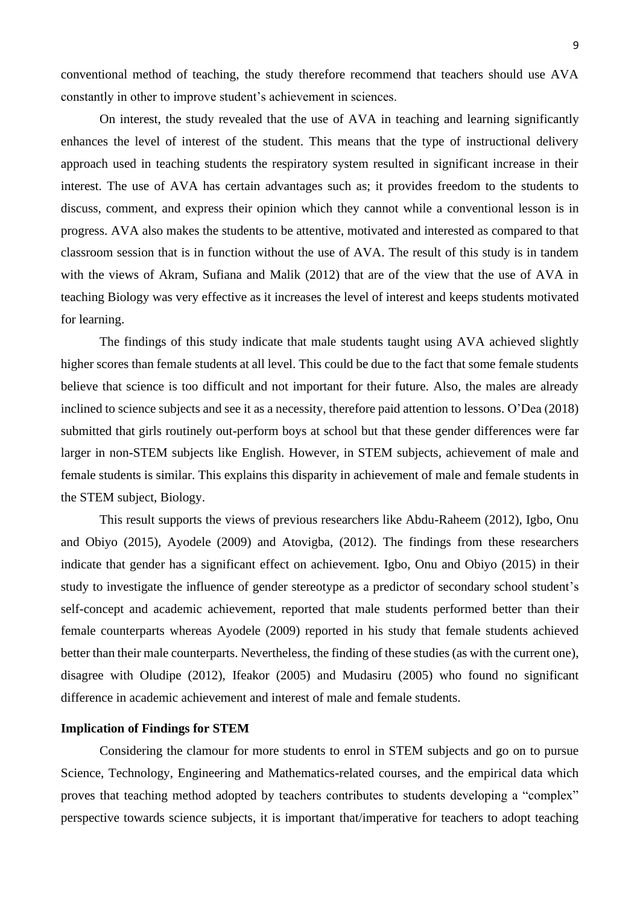conventional method of teaching, the study therefore recommend that teachers should use AVA constantly in other to improve student's achievement in sciences.

On interest, the study revealed that the use of AVA in teaching and learning significantly enhances the level of interest of the student. This means that the type of instructional delivery approach used in teaching students the respiratory system resulted in significant increase in their interest. The use of AVA has certain advantages such as; it provides freedom to the students to discuss, comment, and express their opinion which they cannot while a conventional lesson is in progress. AVA also makes the students to be attentive, motivated and interested as compared to that classroom session that is in function without the use of AVA. The result of this study is in tandem with the views of Akram, Sufiana and Malik (2012) that are of the view that the use of AVA in teaching Biology was very effective as it increases the level of interest and keeps students motivated for learning.

The findings of this study indicate that male students taught using AVA achieved slightly higher scores than female students at all level. This could be due to the fact that some female students believe that science is too difficult and not important for their future. Also, the males are already inclined to science subjects and see it as a necessity, therefore paid attention to lessons. O'Dea (2018) submitted that girls routinely out-perform boys at school but that these gender differences were far larger in non-STEM subjects like English. However, in STEM subjects, achievement of male and female students is similar. This explains this disparity in achievement of male and female students in the STEM subject, Biology.

This result supports the views of previous researchers like Abdu-Raheem (2012), Igbo, Onu and Obiyo (2015), Ayodele (2009) and Atovigba, (2012). The findings from these researchers indicate that gender has a significant effect on achievement. Igbo, Onu and Obiyo (2015) in their study to investigate the influence of gender stereotype as a predictor of secondary school student's self-concept and academic achievement, reported that male students performed better than their female counterparts whereas Ayodele (2009) reported in his study that female students achieved better than their male counterparts. Nevertheless, the finding of these studies (as with the current one), disagree with Oludipe (2012), Ifeakor (2005) and Mudasiru (2005) who found no significant difference in academic achievement and interest of male and female students.

**Implication of Findings for STEM**

Considering the clamour for more students to enrol in STEM subjects and go on to pursue Science, Technology, Engineering and Mathematics-related courses, and the empirical data which proves that teaching method adopted by teachers contributes to students developing a "complex" perspective towards science subjects, it is important that/imperative for teachers to adopt teaching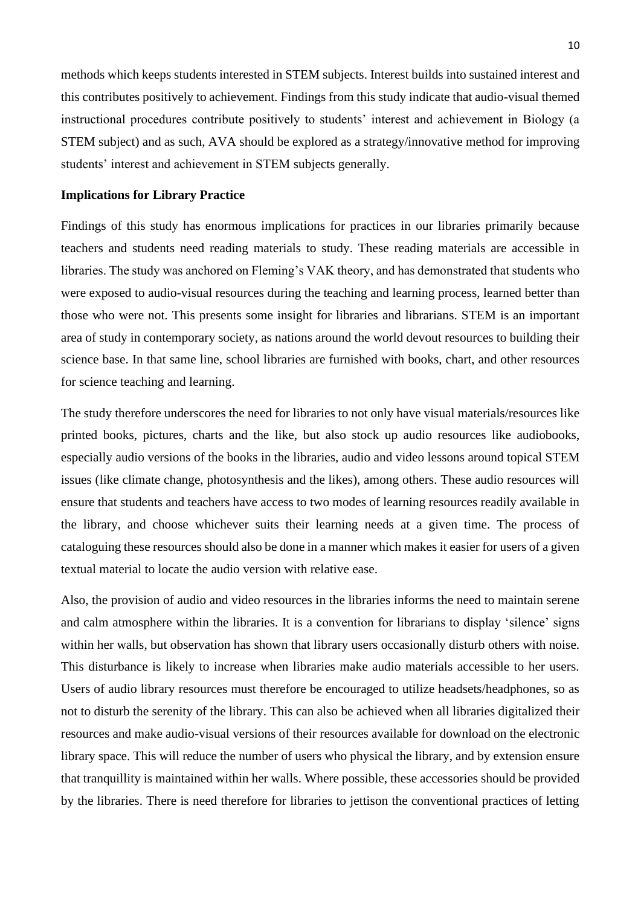methods which keeps students interested in STEM subjects. Interest builds into sustained interest and this contributes positively to achievement. Findings from this study indicate that audio-visual themed instructional procedures contribute positively to students' interest and achievement in Biology (a STEM subject) and as such, AVA should be explored as a strategy/innovative method for improving students' interest and achievement in STEM subjects generally.

**Implications for Library Practice**

Findings of this study has enormous implications for practices in our libraries primarily because teachers and students need reading materials to study. These reading materials are accessible in libraries. The study was anchored on Fleming's VAK theory, and has demonstrated that students who were exposed to audio-visual resources during the teaching and learning process, learned better than those who were not. This presents some insight for libraries and librarians. STEM is an important area of study in contemporary society, as nations around the world devout resources to building their science base. In that same line, school libraries are furnished with books, chart, and other resources for science teaching and learning.

The study therefore underscores the need for libraries to not only have visual materials/resources like printed books, pictures, charts and the like, but also stock up audio resources like audiobooks, especially audio versions of the books in the libraries, audio and video lessons around topical STEM issues (like climate change, photosynthesis and the likes), among others. These audio resources will ensure that students and teachers have access to two modes of learning resources readily available in the library, and choose whichever suits their learning needs at a given time. The process of cataloguing these resources should also be done in a manner which makes it easier for users of a given textual material to locate the audio version with relative ease.

Also, the provision of audio and video resources in the libraries informs the need to maintain serene and calm atmosphere within the libraries. It is a convention for librarians to display 'silence' signs within her walls, but observation has shown that library users occasionally disturb others with noise. This disturbance is likely to increase when libraries make audio materials accessible to her users. Users of audio library resources must therefore be encouraged to utilize headsets/headphones, so as not to disturb the serenity of the library. This can also be achieved when all libraries digitalized their resources and make audio-visual versions of their resources available for download on the electronic library space. This will reduce the number of users who physical the library, and by extension ensure that tranquillity is maintained within her walls. Where possible, these accessories should be provided by the libraries. There is need therefore for libraries to jettison the conventional practices of letting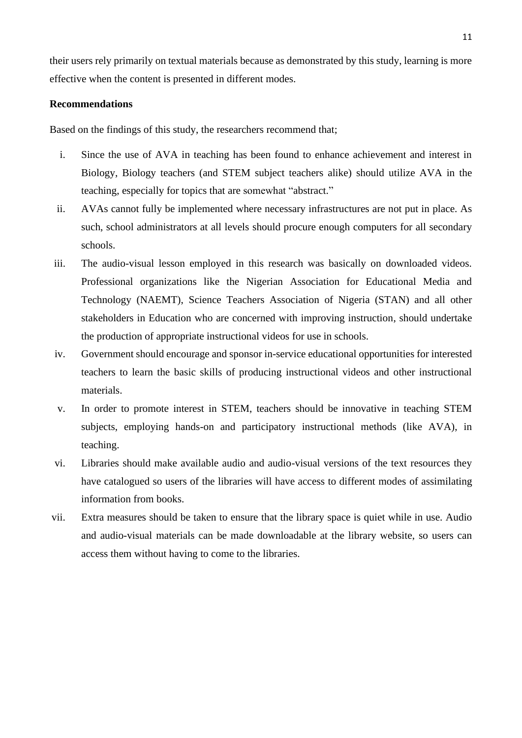their users rely primarily on textual materials because as demonstrated by this study, learning is more effective when the content is presented in different modes.

**Recommendations**

Based on the findings of this study, the researchers recommend that;

i. Since the use of AVA in teaching has been found to enhance achievement and interest in Biology, Biology teachers (and STEM subject teachers alike) should utilize AVA in the teaching, especially for topics that are somewhat "abstract."
ii. AVAs cannot fully be implemented where necessary infrastructures are not put in place. As such, school administrators at all levels should procure enough computers for all secondary schools.
iii. The audio-visual lesson employed in this research was basically on downloaded videos. Professional organizations like the Nigerian Association for Educational Media and Technology (NAEMT), Science Teachers Association of Nigeria (STAN) and all other stakeholders in Education who are concerned with improving instruction, should undertake the production of appropriate instructional videos for use in schools.
iv. Government should encourage and sponsor in-service educational opportunities for interested teachers to learn the basic skills of producing instructional videos and other instructional materials.
v. In order to promote interest in STEM, teachers should be innovative in teaching STEM subjects, employing hands-on and participatory instructional methods (like AVA), in teaching.
vi. Libraries should make available audio and audio-visual versions of the text resources they have catalogued so users of the libraries will have access to different modes of assimilating information from books.
vii. Extra measures should be taken to ensure that the library space is quiet while in use. Audio and audio-visual materials can be made downloadable at the library website, so users can access them without having to come to the libraries.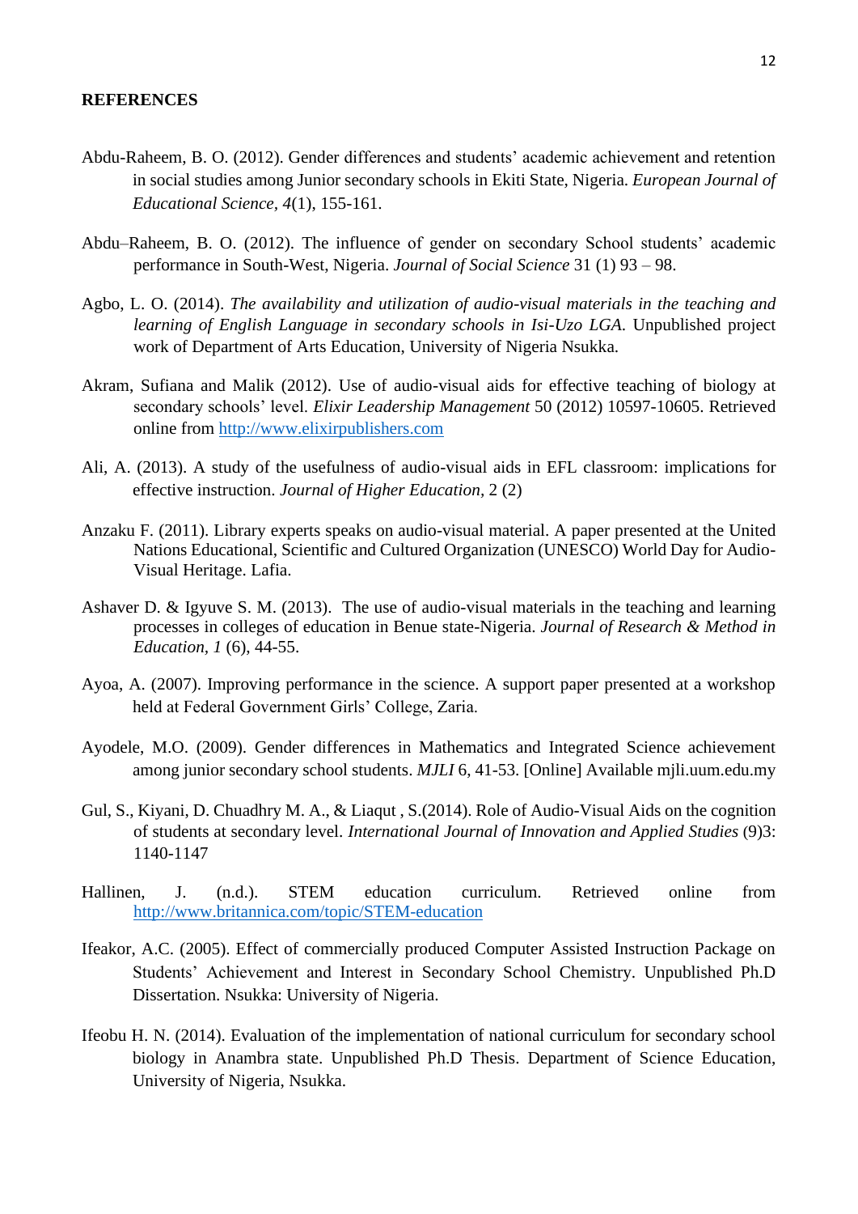**REFERENCES**

Abdu-Raheem, B. O. (2012). Gender differences and students' academic achievement and retention in social studies among Junior secondary schools in Ekiti State, Nigeria. *European Journal of Educational Science, 4*(1), 155-161.

Abdu–Raheem, B. O. (2012). The influence of gender on secondary School students' academic performance in South-West, Nigeria. *Journal of Social Science* 31 (1) 93 – 98.

Agbo, L. O. (2014). *The availability and utilization of audio-visual materials in the teaching and learning of English Language in secondary schools in Isi-Uzo LGA.* Unpublished project work of Department of Arts Education, University of Nigeria Nsukka.

Akram, Sufiana and Malik (2012). Use of audio-visual aids for effective teaching of biology at secondary schools' level. *Elixir Leadership Management* 50 (2012) 10597-10605. Retrieved online from http://www.elixirpublishers.com

Ali, A. (2013). A study of the usefulness of audio-visual aids in EFL classroom: implications for effective instruction. *Journal of Higher Education,* 2 (2)

Anzaku F. (2011). Library experts speaks on audio-visual material. A paper presented at the United Nations Educational, Scientific and Cultured Organization (UNESCO) World Day for Audio-Visual Heritage. Lafia.

Ashaver D. & Igyuve S. M. (2013). The use of audio-visual materials in the teaching and learning processes in colleges of education in Benue state-Nigeria. *Journal of Research & Method in Education, 1* (6), 44-55.

Ayoa, A. (2007). Improving performance in the science. A support paper presented at a workshop held at Federal Government Girls' College, Zaria.

Ayodele, M.O. (2009). Gender differences in Mathematics and Integrated Science achievement among junior secondary school students. *MJLI* 6, 41-53. [Online] Available mjli.uum.edu.my

Gul, S., Kiyani, D. Chuadhry M. A., & Liaqut , S.(2014). Role of Audio-Visual Aids on the cognition of students at secondary level. *International Journal of Innovation and Applied Studies* (9)3: 1140-1147

Hallinen, J. (n.d.). STEM education curriculum. Retrieved online from http://www.britannica.com/topic/STEM-education

Ifeakor, A.C. (2005). Effect of commercially produced Computer Assisted Instruction Package on Students' Achievement and Interest in Secondary School Chemistry. Unpublished Ph.D Dissertation. Nsukka: University of Nigeria.

Ifeobu H. N. (2014). Evaluation of the implementation of national curriculum for secondary school biology in Anambra state. Unpublished Ph.D Thesis. Department of Science Education, University of Nigeria, Nsukka.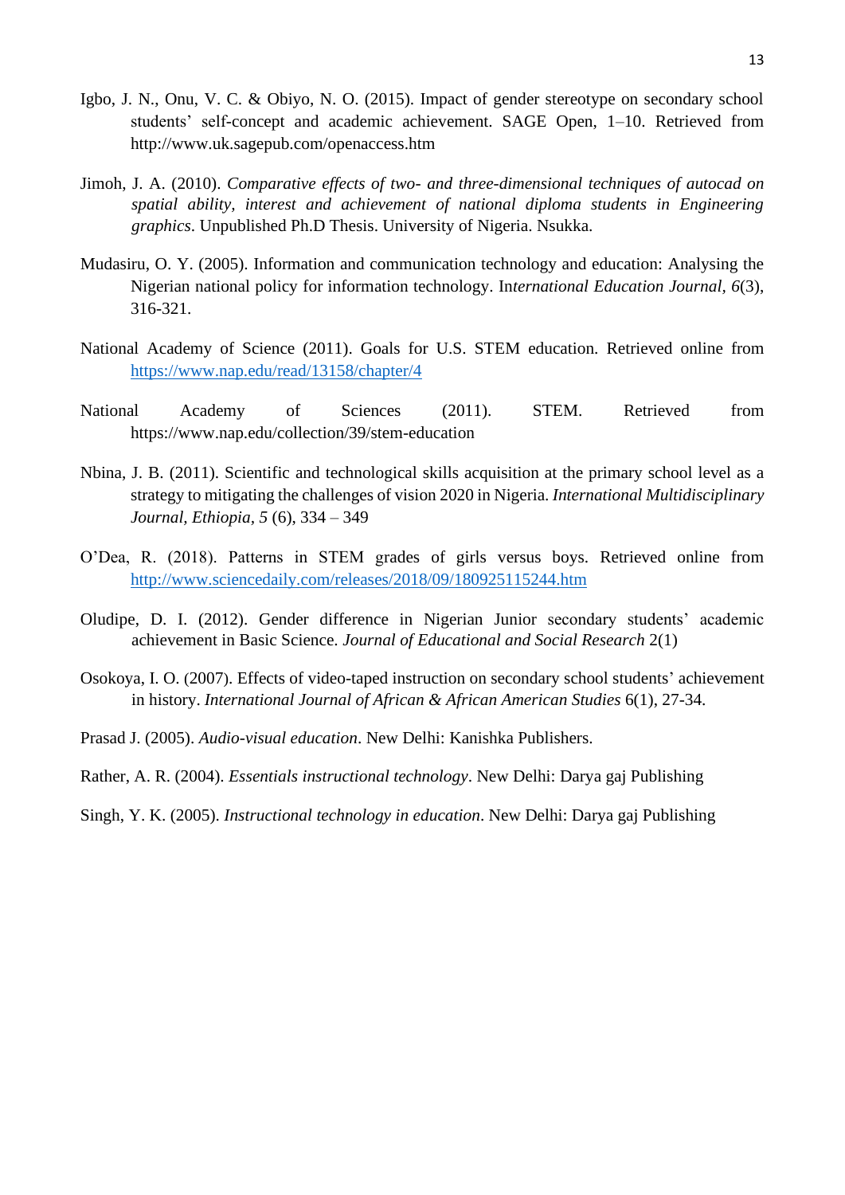Igbo, J. N., Onu, V. C. & Obiyo, N. O. (2015). Impact of gender stereotype on secondary school students' self-concept and academic achievement. SAGE Open, 1–10. Retrieved from http://www.uk.sagepub.com/openaccess.htm

Jimoh, J. A. (2010). *Comparative effects of two- and three-dimensional techniques of autocad on spatial ability, interest and achievement of national diploma students in Engineering graphics*. Unpublished Ph.D Thesis. University of Nigeria. Nsukka.

Mudasiru, O. Y. (2005). Information and communication technology and education: Analysing the Nigerian national policy for information technology. In*ternational Education Journal, 6*(3), 316-321.

National Academy of Science (2011). Goals for U.S. STEM education. Retrieved online from https://www.nap.edu/read/13158/chapter/4

National Academy of Sciences (2011). STEM. Retrieved from https://www.nap.edu/collection/39/stem-education

Nbina, J. B. (2011). Scientific and technological skills acquisition at the primary school level as a strategy to mitigating the challenges of vision 2020 in Nigeria. *International Multidisciplinary Journal, Ethiopia, 5* (6), 334 – 349

O'Dea, R. (2018). Patterns in STEM grades of girls versus boys. Retrieved online from http://www.sciencedaily.com/releases/2018/09/180925115244.htm

Oludipe, D. I. (2012). Gender difference in Nigerian Junior secondary students' academic achievement in Basic Science. *Journal of Educational and Social Research* 2(1)

Osokoya, I. O. (2007). Effects of video-taped instruction on secondary school students' achievement in history. *International Journal of African & African American Studies* 6(1), 27-34.

Prasad J. (2005). *Audio-visual education*. New Delhi: Kanishka Publishers.

Rather, A. R. (2004). *Essentials instructional technology*. New Delhi: Darya gaj Publishing

Singh, Y. K. (2005). *Instructional technology in education*. New Delhi: Darya gaj Publishing